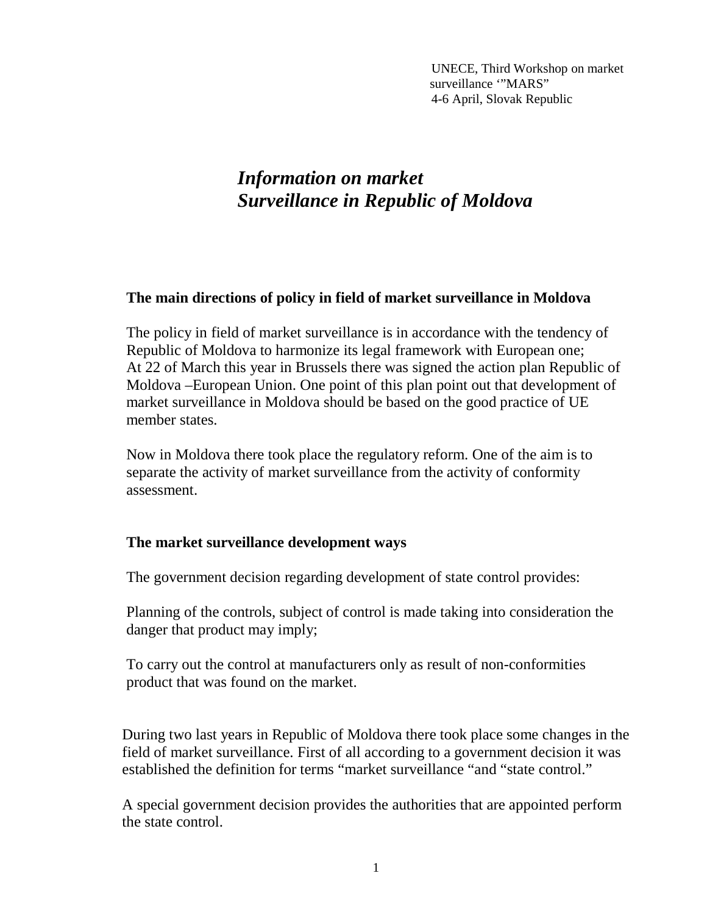UNECE, Third Workshop on market surveillance '"MARS"
4-6 April, Slovak Republic

# *Information on market Surveillance in Republic of Moldova*

**The main directions of policy in field of market surveillance in Moldova**

The policy in field of market surveillance is in accordance with the tendency of Republic of Moldova to harmonize its legal framework with European one;
At 22 of March this year in Brussels there was signed the action plan Republic of Moldova –European Union. One point of this plan point out that development of market surveillance in Moldova should be based on the good practice of UE member states.

Now in Moldova there took place the regulatory reform. One of the aim is to separate the activity of market surveillance from the activity of conformity assessment.

**The market surveillance development ways**

The government decision regarding development of state control provides:

Planning of the controls, subject of control is made taking into consideration the danger that product may imply;

To carry out the control at manufacturers only as result of non-conformities product that was found on the market.

During two last years in Republic of Moldova there took place some changes in the field of market surveillance. First of all according to a government decision it was established the definition for terms "market surveillance "and "state control."

A special government decision provides the authorities that are appointed perform the state control.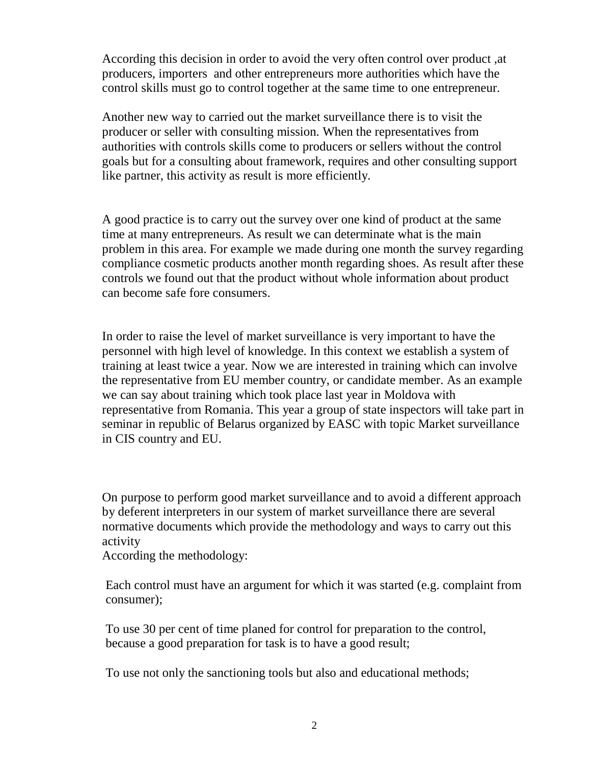According this decision in order to avoid the very often control over product ,at producers, importers and other entrepreneurs more authorities which have the control skills must go to control together at the same time to one entrepreneur.

Another new way to carried out the market surveillance there is to visit the producer or seller with consulting mission. When the representatives from authorities with controls skills come to producers or sellers without the control goals but for a consulting about framework, requires and other consulting support like partner, this activity as result is more efficiently.

A good practice is to carry out the survey over one kind of product at the same time at many entrepreneurs. As result we can determinate what is the main problem in this area. For example we made during one month the survey regarding compliance cosmetic products another month regarding shoes. As result after these controls we found out that the product without whole information about product can become safe fore consumers.

In order to raise the level of market surveillance is very important to have the personnel with high level of knowledge. In this context we establish a system of training at least twice a year. Now we are interested in training which can involve the representative from EU member country, or candidate member. As an example we can say about training which took place last year in Moldova with representative from Romania. This year a group of state inspectors will take part in seminar in republic of Belarus organized by EASC with topic Market surveillance in CIS country and EU.

On purpose to perform good market surveillance and to avoid a different approach by deferent interpreters in our system of market surveillance there are several normative documents which provide the methodology and ways to carry out this activity

According the methodology:

Each control must have an argument for which it was started (e.g. complaint from consumer);

To use 30 per cent of time planed for control for preparation to the control, because a good preparation for task is to have a good result;

To use not only the sanctioning tools but also and educational methods;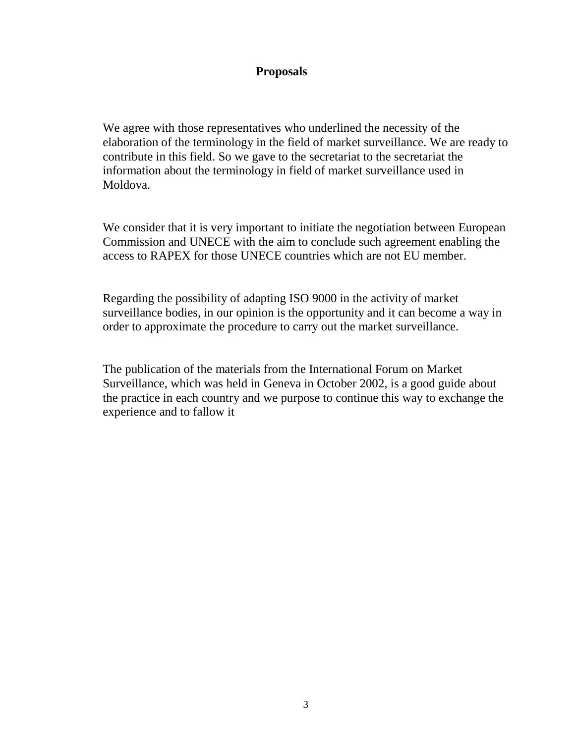## Proposals

We agree with those representatives who underlined the necessity of the elaboration of the terminology in the field of market surveillance. We are ready to contribute in this field. So we gave to the secretariat to the secretariat the information about the terminology in field of market surveillance used in Moldova.

We consider that it is very important to initiate the negotiation between European Commission and UNECE with the aim to conclude such agreement enabling the access to RAPEX for those UNECE countries which are not EU member.

Regarding the possibility of adapting ISO 9000 in the activity of market surveillance bodies, in our opinion is the opportunity and it can become a way in order to approximate the procedure to carry out the market surveillance.

The publication of the materials from the International Forum on Market Surveillance, which was held in Geneva in October 2002, is a good guide about the practice in each country and we purpose to continue this way to exchange the experience and to fallow it